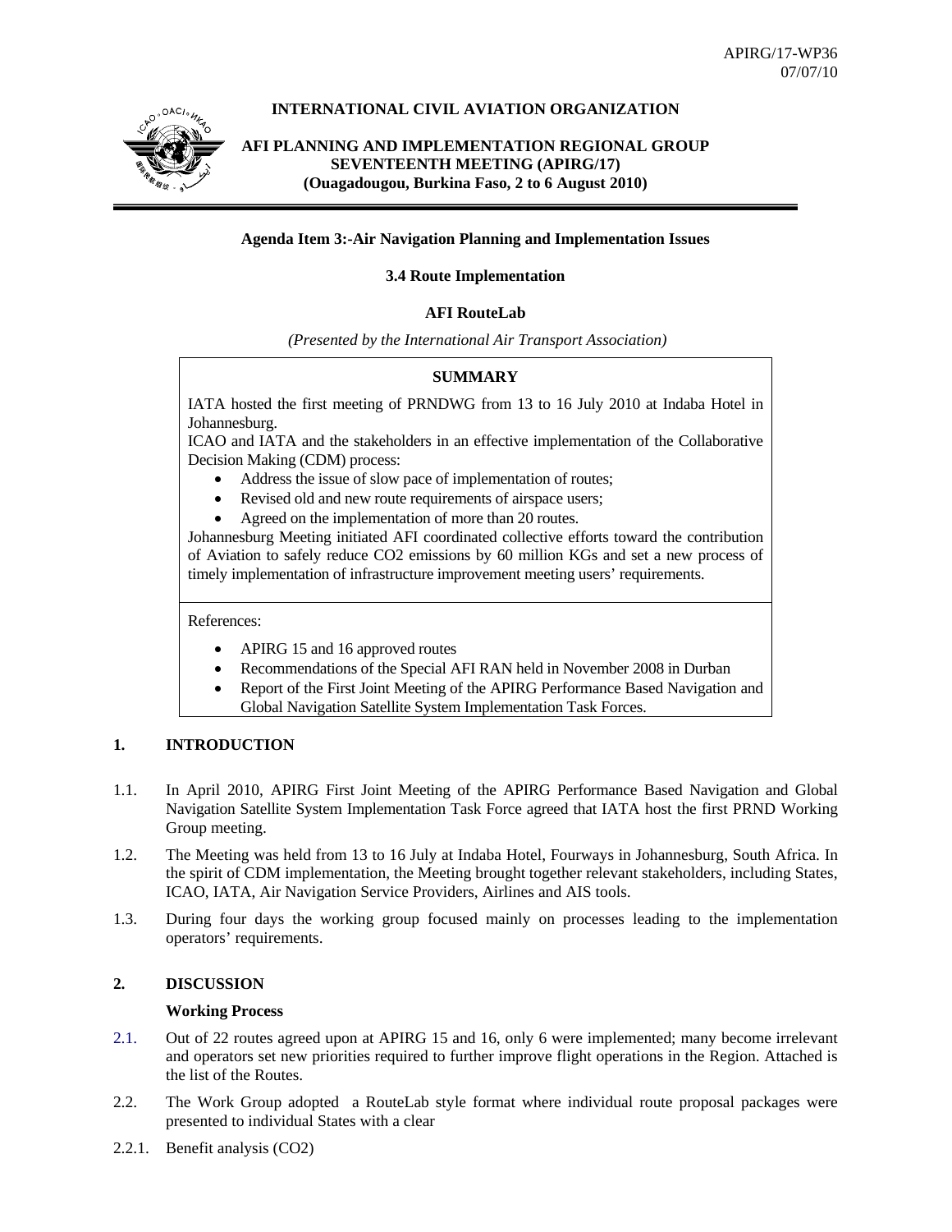APIRG/17-WP36
07/07/10

**INTERNATIONAL CIVIL AVIATION ORGANIZATION**

**AFI PLANNING AND IMPLEMENTATION REGIONAL GROUP SEVENTEENTH MEETING (APIRG/17)**
**(Ouagadougou, Burkina Faso, 2 to 6 August 2010)**

---

**Agenda Item 3:-Air Navigation Planning and Implementation Issues**

**3.4 Route Implementation**

**AFI RouteLab**

*(Presented by the International Air Transport Association)*

**SUMMARY**

IATA hosted the first meeting of PRNDWG from 13 to 16 July 2010 at Indaba Hotel in Johannesburg.

ICAO and IATA and the stakeholders in an effective implementation of the Collaborative Decision Making (CDM) process:

- Address the issue of slow pace of implementation of routes;
- Revised old and new route requirements of airspace users;
- Agreed on the implementation of more than 20 routes.

Johannesburg Meeting initiated AFI coordinated collective efforts toward the contribution of Aviation to safely reduce CO2 emissions by 60 million KGs and set a new process of timely implementation of infrastructure improvement meeting users' requirements.

References:

- APIRG 15 and 16 approved routes
- Recommendations of the Special AFI RAN held in November 2008 in Durban
- Report of the First Joint Meeting of the APIRG Performance Based Navigation and Global Navigation Satellite System Implementation Task Forces.

## 1. INTRODUCTION

1.1. In April 2010, APIRG First Joint Meeting of the APIRG Performance Based Navigation and Global Navigation Satellite System Implementation Task Force agreed that IATA host the first PRND Working Group meeting.

1.2. The Meeting was held from 13 to 16 July at Indaba Hotel, Fourways in Johannesburg, South Africa. In the spirit of CDM implementation, the Meeting brought together relevant stakeholders, including States, ICAO, IATA, Air Navigation Service Providers, Airlines and AIS tools.

1.3. During four days the working group focused mainly on processes leading to the implementation operators' requirements.

## 2. DISCUSSION

**Working Process**

2.1. Out of 22 routes agreed upon at APIRG 15 and 16, only 6 were implemented; many become irrelevant and operators set new priorities required to further improve flight operations in the Region. Attached is the list of the Routes.

2.2. The Work Group adopted a RouteLab style format where individual route proposal packages were presented to individual States with a clear

2.2.1. Benefit analysis (CO2)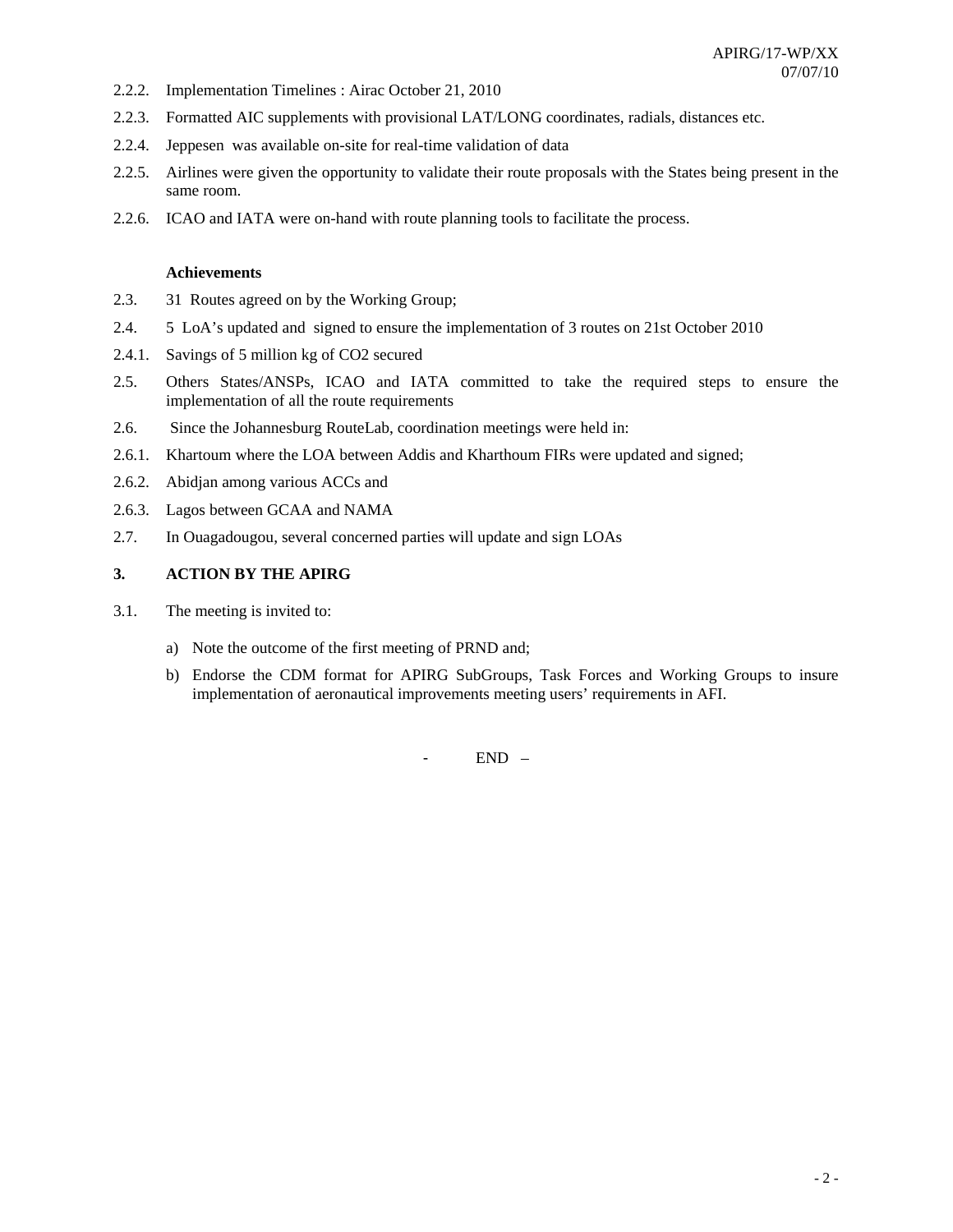2.2.2. Implementation Timelines : Airac October 21, 2010

2.2.3. Formatted AIC supplements with provisional LAT/LONG coordinates, radials, distances etc.

2.2.4. Jeppesen was available on-site for real-time validation of data

2.2.5. Airlines were given the opportunity to validate their route proposals with the States being present in the same room.

2.2.6. ICAO and IATA were on-hand with route planning tools to facilitate the process.

**Achievements**

2.3. 31 Routes agreed on by the Working Group;

2.4. 5 LoA's updated and signed to ensure the implementation of 3 routes on 21st October 2010

2.4.1. Savings of 5 million kg of $CO_2$ secured

2.5. Others States/ANSPs, ICAO and IATA committed to take the required steps to ensure the implementation of all the route requirements

2.6. Since the Johannesburg RouteLab, coordination meetings were held in:

2.6.1. Khartoum where the LOA between Addis and Kharthoum FIRs were updated and signed;

2.6.2. Abidjan among various ACCs and

2.6.3. Lagos between GCAA and NAMA

2.7. In Ouagadougou, several concerned parties will update and sign LOAs

## 3. ACTION BY THE APIRG

3.1. The meeting is invited to:

a) Note the outcome of the first meeting of PRND and;

b) Endorse the CDM format for APIRG SubGroups, Task Forces and Working Groups to insure implementation of aeronautical improvements meeting users' requirements in AFI.

\- END –